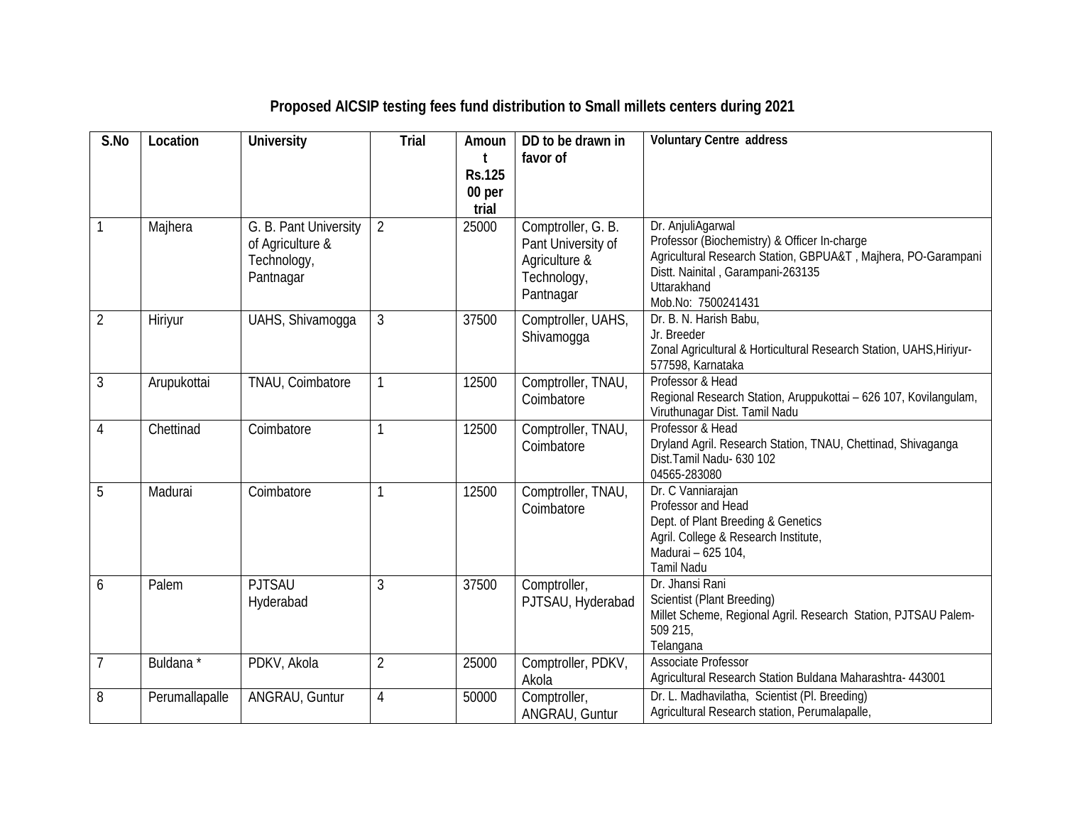## Proposed AICSIP testing fees fund distribution to Small millets centers during 2021

| S.No | Location | University | Trial | Amount Rs.12500 per trial | DD to be drawn in favor of | Voluntary Centre address |
|---|---|---|---|---|---|---|
| 1 | Majhera | G. B. Pant University of Agriculture & Technology, Pantnagar | 2 | 25000 | Comptroller, G. B. Pant University of Agriculture & Technology, Pantnagar | Dr. AnjuliAgarwal<br>Professor (Biochemistry) & Officer In-charge<br>Agricultural Research Station, GBPUA&T , Majhera, PO-Garampani Distt. Nainital , Garampani-263135<br>Uttarakhand<br>Mob.No: 7500241431 |
| 2 | Hiriyur | UAHS, Shivamogga | 3 | 37500 | Comptroller, UAHS, Shivamogga | Dr. B. N. Harish Babu,<br>Jr. Breeder<br>Zonal Agricultural & Horticultural Research Station, UAHS,Hiriyur-577598, Karnataka |
| 3 | Arupukottai | TNAU, Coimbatore | 1 | 12500 | Comptroller, TNAU, Coimbatore | Professor & Head<br>Regional Research Station, Aruppukottai – 626 107, Kovilangulam, Viruthunagar Dist. Tamil Nadu |
| 4 | Chettinad | Coimbatore | 1 | 12500 | Comptroller, TNAU, Coimbatore | Professor & Head<br>Dryland Agril. Research Station, TNAU, Chettinad, Shivaganga Dist.Tamil Nadu- 630 102<br>04565-283080 |
| 5 | Madurai | Coimbatore | 1 | 12500 | Comptroller, TNAU, Coimbatore | Dr. C Vanniarajan<br>Professor and Head<br>Dept. of Plant Breeding & Genetics<br>Agril. College & Research Institute,<br>Madurai – 625 104,<br>Tamil Nadu |
| 6 | Palem | PJTSAU Hyderabad | 3 | 37500 | Comptroller, PJTSAU, Hyderabad | Dr. Jhansi Rani<br>Scientist (Plant Breeding)<br>Millet Scheme, Regional Agril. Research Station, PJTSAU Palem-509 215,<br>Telangana |
| 7 | Buldana * | PDKV, Akola | 2 | 25000 | Comptroller, PDKV, Akola | Associate Professor<br>Agricultural Research Station Buldana Maharashtra- 443001 |
| 8 | Perumallapalle | ANGRAU, Guntur | 4 | 50000 | Comptroller, ANGRAU, Guntur | Dr. L. Madhavilatha, Scientist (Pl. Breeding)<br>Agricultural Research station, Perumalapalle, |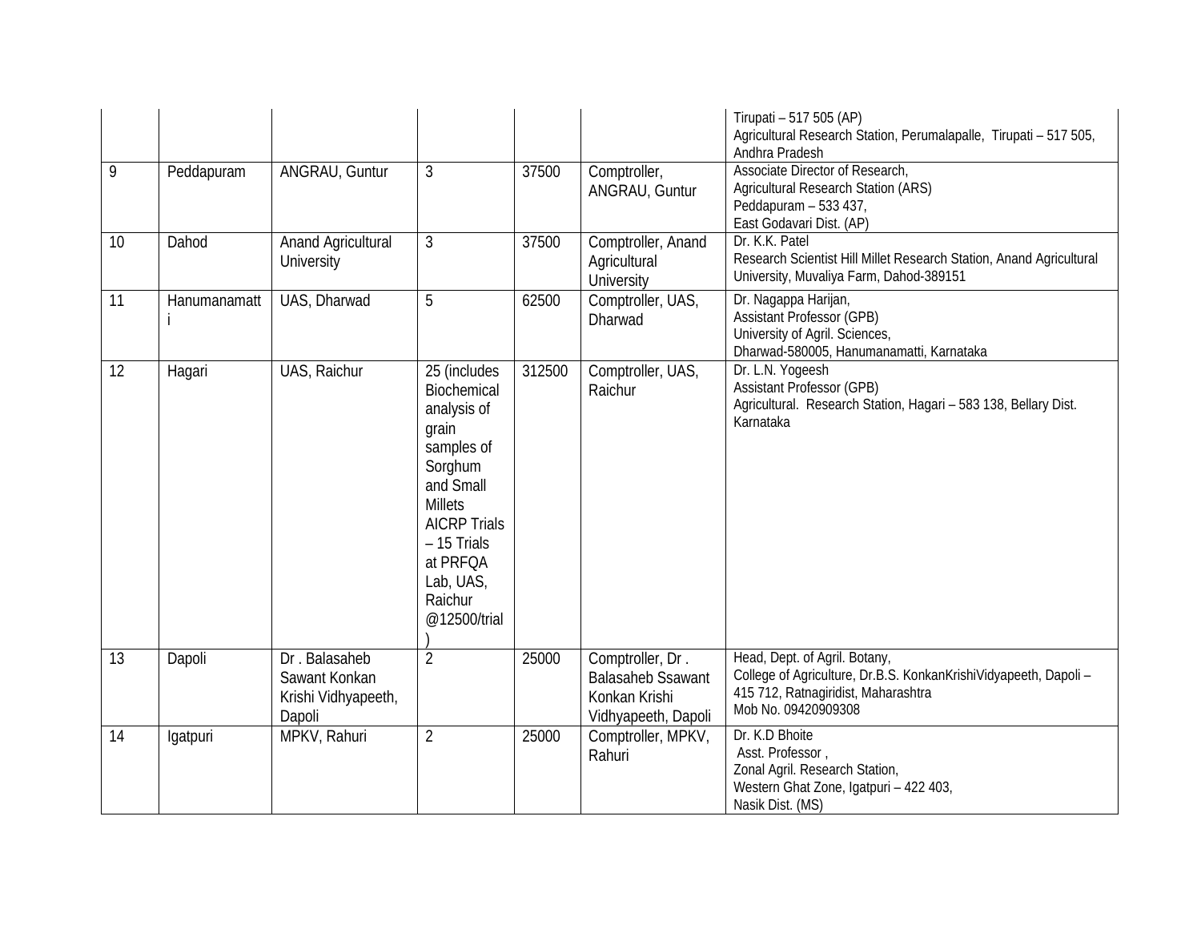|  |  |  |  |  |  | Tirupati – 517 505 (AP)<br>Agricultural Research Station, Perumalapalle, Tirupati – 517 505, Andhra Pradesh |
|---|---|---|---|---|---|---|
| 9 | Peddapuram | ANGRAU, Guntur | 3 | 37500 | Comptroller, ANGRAU, Guntur | Associate Director of Research,<br>Agricultural Research Station (ARS)<br>Peddapuram – 533 437,<br>East Godavari Dist. (AP) |
| 10 | Dahod | Anand Agricultural University | 3 | 37500 | Comptroller, Anand Agricultural University | Dr. K.K. Patel<br>Research Scientist Hill Millet Research Station, Anand Agricultural University, Muvaliya Farm, Dahod-389151 |
| 11 | Hanumanamatti | UAS, Dharwad | 5 | 62500 | Comptroller, UAS, Dharwad | Dr. Nagappa Harijan,<br>Assistant Professor (GPB)<br>University of Agril. Sciences,<br>Dharwad-580005, Hanumanamatti, Karnataka |
| 12 | Hagari | UAS, Raichur | 25 (includes Biochemical analysis of grain samples of Sorghum and Small Millets AICRP Trials – 15 Trials at PRFQA Lab, UAS, Raichur @12500/trial) | 312500 | Comptroller, UAS, Raichur | Dr. L.N. Yogeesh<br>Assistant Professor (GPB)<br>Agricultural. Research Station, Hagari – 583 138, Bellary Dist. Karnataka |
| 13 | Dapoli | Dr . Balasaheb Sawant Konkan Krishi Vidhyapeeth, Dapoli | 2 | 25000 | Comptroller, Dr . Balasaheb Ssawant Konkan Krishi Vidhyapeeth, Dapoli | Head, Dept. of Agril. Botany,<br>College of Agriculture, Dr.B.S. KonkanKrishiVidyapeeth, Dapoli – 415 712, Ratnagiridist, Maharashtra<br>Mob No. 09420909308 |
| 14 | Igatpuri | MPKV, Rahuri | 2 | 25000 | Comptroller, MPKV, Rahuri | Dr. K.D Bhoite<br>Asst. Professor ,<br>Zonal Agril. Research Station,<br>Western Ghat Zone, Igatpuri – 422 403,<br>Nasik Dist. (MS) |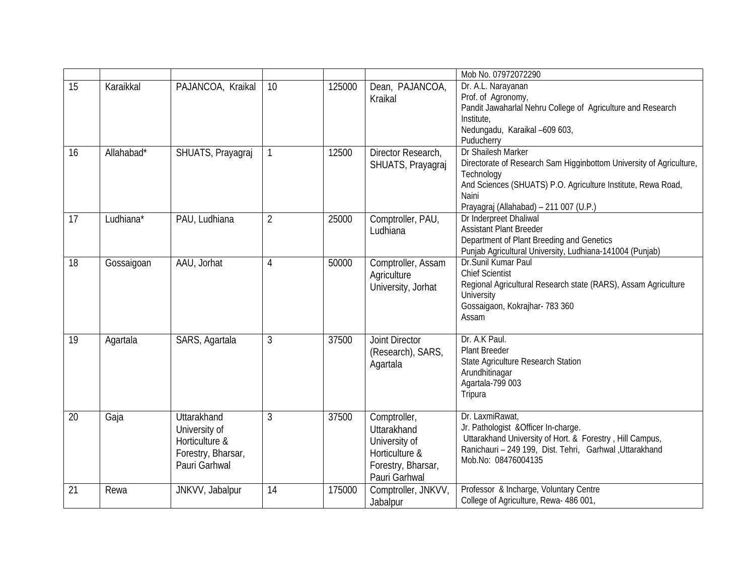|  |  |  |  |  |  | Mob No. 07972072290 |
|---|---|---|---|---|---|---|
| 15 | Karaikkal | PAJANCOA, Kraikal | 10 | 125000 | Dean, PAJANCOA, Kraikal | Dr. A.L. Narayanan<br>Prof. of Agronomy,<br>Pandit Jawaharlal Nehru College of Agriculture and Research Institute,<br>Nedungadu, Karaikal –609 603,<br>Puducherry |
| 16 | Allahabad* | SHUATS, Prayagraj | 1 | 12500 | Director Research, SHUATS, Prayagraj | Dr Shailesh Marker<br>Directorate of Research Sam Higginbottom University of Agriculture, Technology<br>And Sciences (SHUATS) P.O. Agriculture Institute, Rewa Road, Naini<br>Prayagraj (Allahabad) – 211 007 (U.P.) |
| 17 | Ludhiana* | PAU, Ludhiana | 2 | 25000 | Comptroller, PAU, Ludhiana | Dr Inderpreet Dhaliwal<br>Assistant Plant Breeder<br>Department of Plant Breeding and Genetics<br>Punjab Agricultural University, Ludhiana-141004 (Punjab) |
| 18 | Gossaigoan | AAU, Jorhat | 4 | 50000 | Comptroller, Assam Agriculture University, Jorhat | Dr.Sunil Kumar Paul<br>Chief Scientist<br>Regional Agricultural Research state (RARS), Assam Agriculture University<br>Gossaigaon, Kokrajhar- 783 360<br>Assam |
| 19 | Agartala | SARS, Agartala | 3 | 37500 | Joint Director (Research), SARS, Agartala | Dr. A.K Paul.<br>Plant Breeder<br>State Agriculture Research Station<br>Arundhitinagar<br>Agartala-799 003<br>Tripura |
| 20 | Gaja | Uttarakhand University of Horticulture & Forestry, Bharsar, Pauri Garhwal | 3 | 37500 | Comptroller, Uttarakhand University of Horticulture & Forestry, Bharsar, Pauri Garhwal | Dr. LaxmiRawat,<br>Jr. Pathologist &Officer In-charge.<br>Uttarakhand University of Hort. & Forestry , Hill Campus,<br>Ranichauri – 249 199, Dist. Tehri, Garhwal ,Uttarakhand<br>Mob.No: 08476004135 |
| 21 | Rewa | JNKVV, Jabalpur | 14 | 175000 | Comptroller, JNKVV, Jabalpur | Professor & Incharge, Voluntary Centre<br>College of Agriculture, Rewa- 486 001, |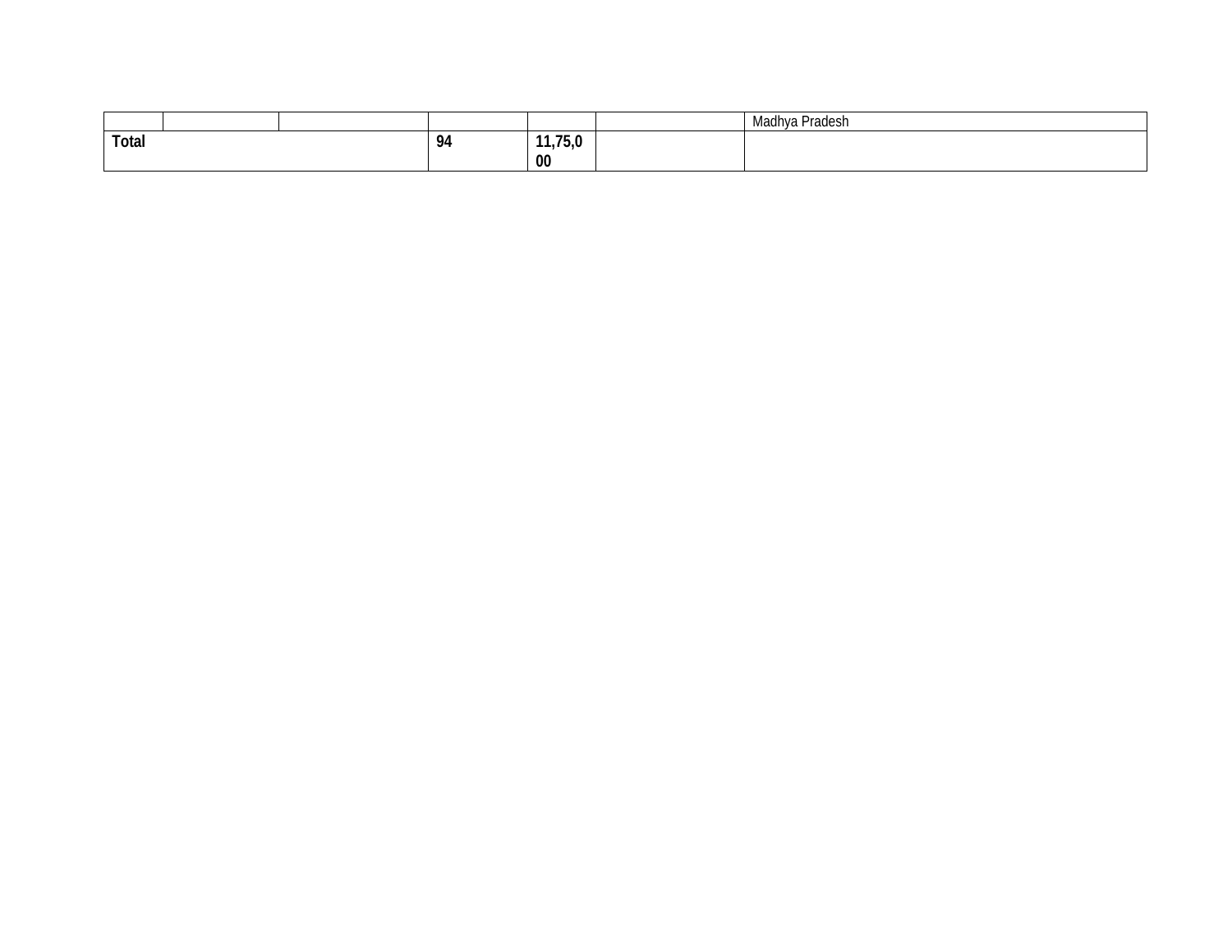| | | | | | | |
|---|---|---|---|---|---|---|
| | | | | | | Madhya Pradesh |
| **Total** | | | **94** | **11,75,000** | | |